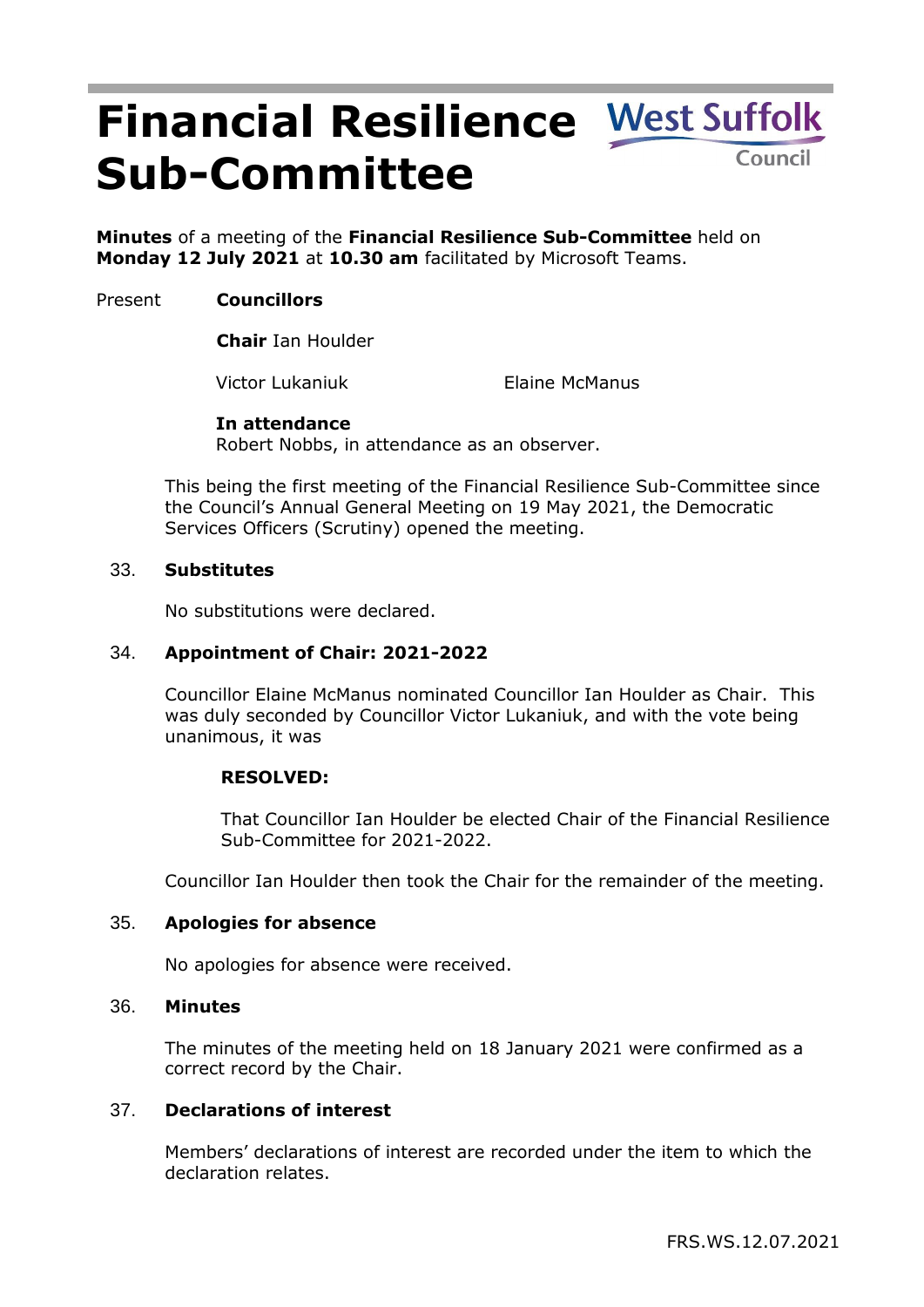# Financial Resilience Sub-Committee

West Suffolk Council

**Minutes** of a meeting of the **Financial Resilience Sub-Committee** held on **Monday 12 July 2021** at **10.30 am** facilitated by Microsoft Teams.

Present **Councillors**

**Chair** Ian Houlder

Victor Lukaniuk Elaine McManus

**In attendance**
Robert Nobbs, in attendance as an observer.

This being the first meeting of the Financial Resilience Sub-Committee since the Council's Annual General Meeting on 19 May 2021, the Democratic Services Officers (Scrutiny) opened the meeting.

## 33. Substitutes

No substitutions were declared.

## 34. Appointment of Chair: 2021-2022

Councillor Elaine McManus nominated Councillor Ian Houlder as Chair. This was duly seconded by Councillor Victor Lukaniuk, and with the vote being unanimous, it was

**RESOLVED:**

That Councillor Ian Houlder be elected Chair of the Financial Resilience Sub-Committee for 2021-2022.

Councillor Ian Houlder then took the Chair for the remainder of the meeting.

## 35. Apologies for absence

No apologies for absence were received.

## 36. Minutes

The minutes of the meeting held on 18 January 2021 were confirmed as a correct record by the Chair.

## 37. Declarations of interest

Members' declarations of interest are recorded under the item to which the declaration relates.

FRS.WS.12.07.2021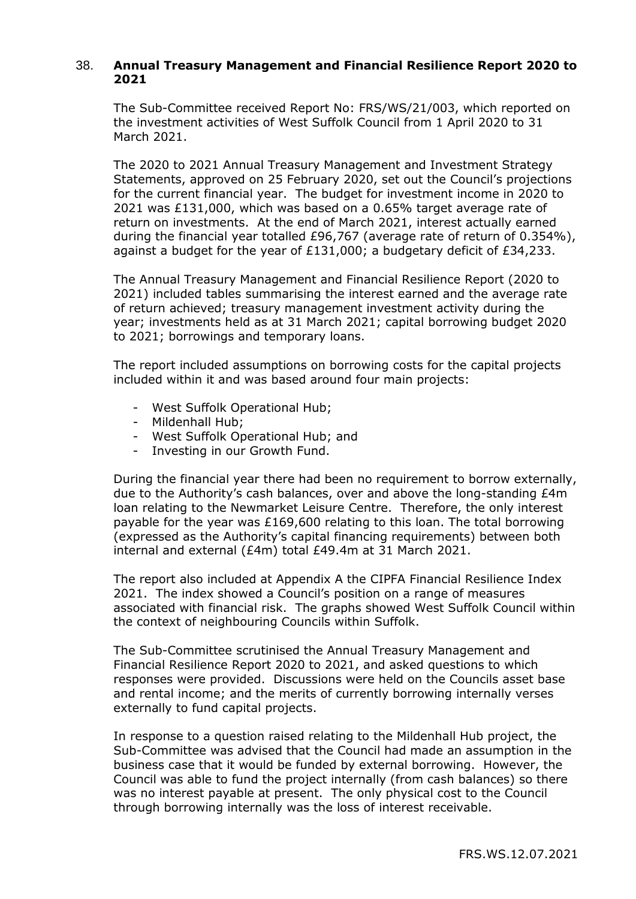38. **Annual Treasury Management and Financial Resilience Report 2020 to 2021**

The Sub-Committee received Report No: FRS/WS/21/003, which reported on the investment activities of West Suffolk Council from 1 April 2020 to 31 March 2021.

The 2020 to 2021 Annual Treasury Management and Investment Strategy Statements, approved on 25 February 2020, set out the Council's projections for the current financial year. The budget for investment income in 2020 to 2021 was £131,000, which was based on a 0.65% target average rate of return on investments. At the end of March 2021, interest actually earned during the financial year totalled £96,767 (average rate of return of 0.354%), against a budget for the year of £131,000; a budgetary deficit of £34,233.

The Annual Treasury Management and Financial Resilience Report (2020 to 2021) included tables summarising the interest earned and the average rate of return achieved; treasury management investment activity during the year; investments held as at 31 March 2021; capital borrowing budget 2020 to 2021; borrowings and temporary loans.

The report included assumptions on borrowing costs for the capital projects included within it and was based around four main projects:

- West Suffolk Operational Hub;
- Mildenhall Hub;
- West Suffolk Operational Hub; and
- Investing in our Growth Fund.

During the financial year there had been no requirement to borrow externally, due to the Authority's cash balances, over and above the long-standing £4m loan relating to the Newmarket Leisure Centre. Therefore, the only interest payable for the year was £169,600 relating to this loan. The total borrowing (expressed as the Authority's capital financing requirements) between both internal and external (£4m) total £49.4m at 31 March 2021.

The report also included at Appendix A the CIPFA Financial Resilience Index 2021. The index showed a Council's position on a range of measures associated with financial risk. The graphs showed West Suffolk Council within the context of neighbouring Councils within Suffolk.

The Sub-Committee scrutinised the Annual Treasury Management and Financial Resilience Report 2020 to 2021, and asked questions to which responses were provided. Discussions were held on the Councils asset base and rental income; and the merits of currently borrowing internally verses externally to fund capital projects.

In response to a question raised relating to the Mildenhall Hub project, the Sub-Committee was advised that the Council had made an assumption in the business case that it would be funded by external borrowing. However, the Council was able to fund the project internally (from cash balances) so there was no interest payable at present. The only physical cost to the Council through borrowing internally was the loss of interest receivable.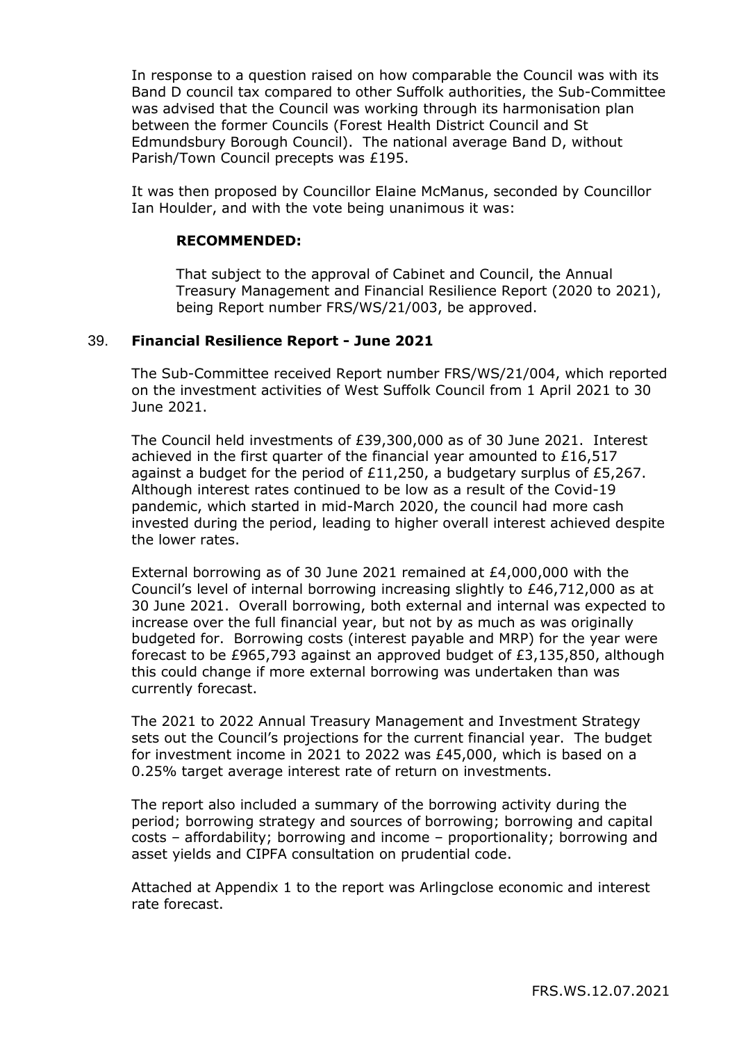In response to a question raised on how comparable the Council was with its Band D council tax compared to other Suffolk authorities, the Sub-Committee was advised that the Council was working through its harmonisation plan between the former Councils (Forest Health District Council and St Edmundsbury Borough Council). The national average Band D, without Parish/Town Council precepts was £195.

It was then proposed by Councillor Elaine McManus, seconded by Councillor Ian Houlder, and with the vote being unanimous it was:

**RECOMMENDED:**

That subject to the approval of Cabinet and Council, the Annual Treasury Management and Financial Resilience Report (2020 to 2021), being Report number FRS/WS/21/003, be approved.

### 39. **Financial Resilience Report - June 2021**

The Sub-Committee received Report number FRS/WS/21/004, which reported on the investment activities of West Suffolk Council from 1 April 2021 to 30 June 2021.

The Council held investments of £39,300,000 as of 30 June 2021. Interest achieved in the first quarter of the financial year amounted to £16,517 against a budget for the period of £11,250, a budgetary surplus of £5,267. Although interest rates continued to be low as a result of the Covid-19 pandemic, which started in mid-March 2020, the council had more cash invested during the period, leading to higher overall interest achieved despite the lower rates.

External borrowing as of 30 June 2021 remained at £4,000,000 with the Council's level of internal borrowing increasing slightly to £46,712,000 as at 30 June 2021. Overall borrowing, both external and internal was expected to increase over the full financial year, but not by as much as was originally budgeted for. Borrowing costs (interest payable and MRP) for the year were forecast to be £965,793 against an approved budget of £3,135,850, although this could change if more external borrowing was undertaken than was currently forecast.

The 2021 to 2022 Annual Treasury Management and Investment Strategy sets out the Council's projections for the current financial year. The budget for investment income in 2021 to 2022 was £45,000, which is based on a 0.25% target average interest rate of return on investments.

The report also included a summary of the borrowing activity during the period; borrowing strategy and sources of borrowing; borrowing and capital costs – affordability; borrowing and income – proportionality; borrowing and asset yields and CIPFA consultation on prudential code.

Attached at Appendix 1 to the report was Arlingclose economic and interest rate forecast.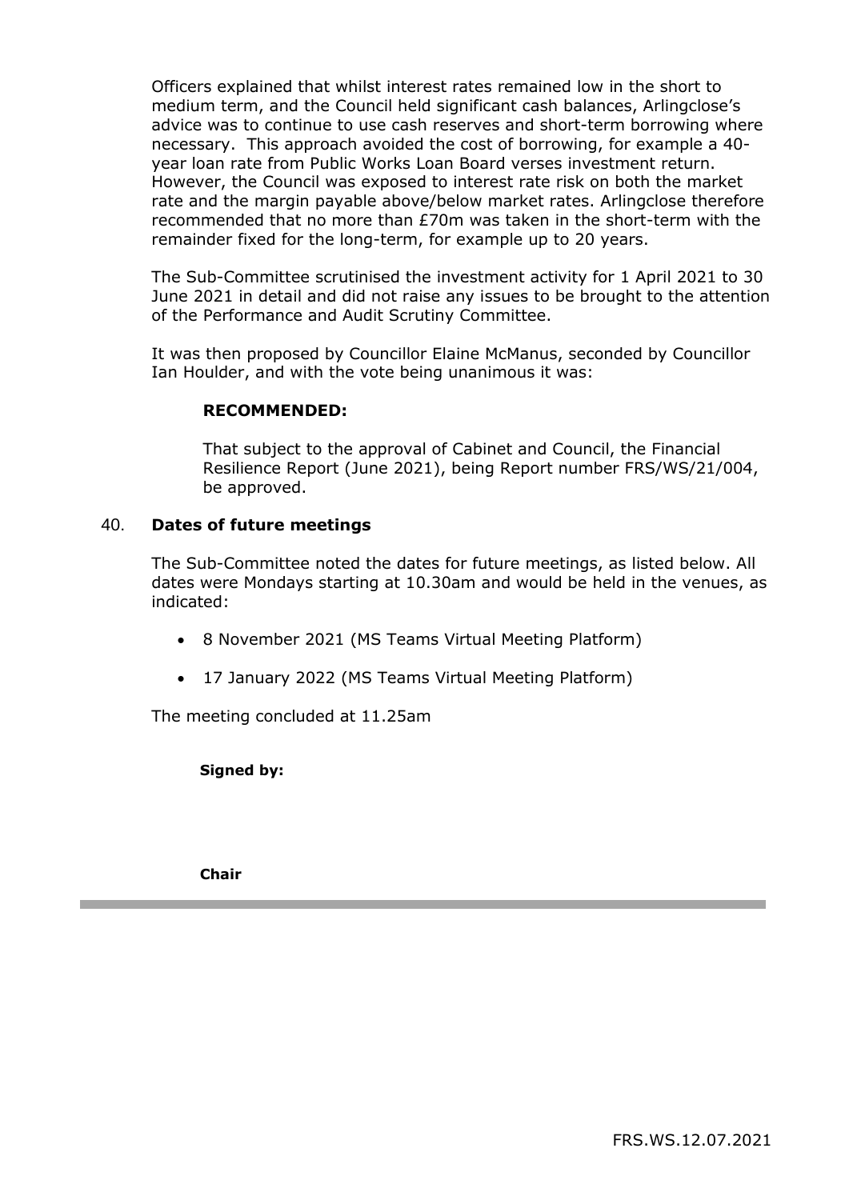Officers explained that whilst interest rates remained low in the short to medium term, and the Council held significant cash balances, Arlingclose's advice was to continue to use cash reserves and short-term borrowing where necessary. This approach avoided the cost of borrowing, for example a 40-year loan rate from Public Works Loan Board verses investment return. However, the Council was exposed to interest rate risk on both the market rate and the margin payable above/below market rates. Arlingclose therefore recommended that no more than £70m was taken in the short-term with the remainder fixed for the long-term, for example up to 20 years.

The Sub-Committee scrutinised the investment activity for 1 April 2021 to 30 June 2021 in detail and did not raise any issues to be brought to the attention of the Performance and Audit Scrutiny Committee.

It was then proposed by Councillor Elaine McManus, seconded by Councillor Ian Houlder, and with the vote being unanimous it was:

**RECOMMENDED:**

That subject to the approval of Cabinet and Council, the Financial Resilience Report (June 2021), being Report number FRS/WS/21/004, be approved.

## 40. Dates of future meetings

The Sub-Committee noted the dates for future meetings, as listed below. All dates were Mondays starting at 10.30am and would be held in the venues, as indicated:

- 8 November 2021 (MS Teams Virtual Meeting Platform)
- 17 January 2022 (MS Teams Virtual Meeting Platform)

The meeting concluded at 11.25am

**Signed by:**

**Chair**